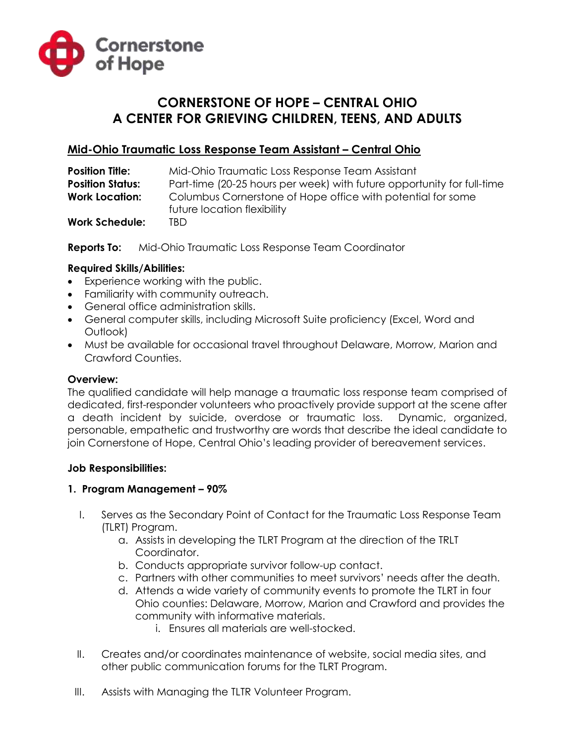Cornerstone of Hope

# CORNERSTONE OF HOPE – CENTRAL OHIO
# A CENTER FOR GRIEVING CHILDREN, TEENS, AND ADULTS

## Mid-Ohio Traumatic Loss Response Team Assistant – Central Ohio

**Position Title:** Mid-Ohio Traumatic Loss Response Team Assistant
**Position Status:** Part-time (20-25 hours per week) with future opportunity for full-time
**Work Location:** Columbus Cornerstone of Hope office with potential for some future location flexibility
**Work Schedule:** TBD

**Reports To:** Mid-Ohio Traumatic Loss Response Team Coordinator

**Required Skills/Abilities:**

- Experience working with the public.
- Familiarity with community outreach.
- General office administration skills.
- General computer skills, including Microsoft Suite proficiency (Excel, Word and Outlook)
- Must be available for occasional travel throughout Delaware, Morrow, Marion and Crawford Counties.

**Overview:**
The qualified candidate will help manage a traumatic loss response team comprised of dedicated, first-responder volunteers who proactively provide support at the scene after a death incident by suicide, overdose or traumatic loss. Dynamic, organized, personable, empathetic and trustworthy are words that describe the ideal candidate to join Cornerstone of Hope, Central Ohio's leading provider of bereavement services.

**Job Responsibilities:**

**1. Program Management – 90%**

I. Serves as the Secondary Point of Contact for the Traumatic Loss Response Team (TLRT) Program.
   a. Assists in developing the TLRT Program at the direction of the TRLT Coordinator.
   b. Conducts appropriate survivor follow-up contact.
   c. Partners with other communities to meet survivors' needs after the death.
   d. Attends a wide variety of community events to promote the TLRT in four Ohio counties: Delaware, Morrow, Marion and Crawford and provides the community with informative materials.
      i. Ensures all materials are well-stocked.

II. Creates and/or coordinates maintenance of website, social media sites, and other public communication forums for the TLRT Program.

III. Assists with Managing the TLTR Volunteer Program.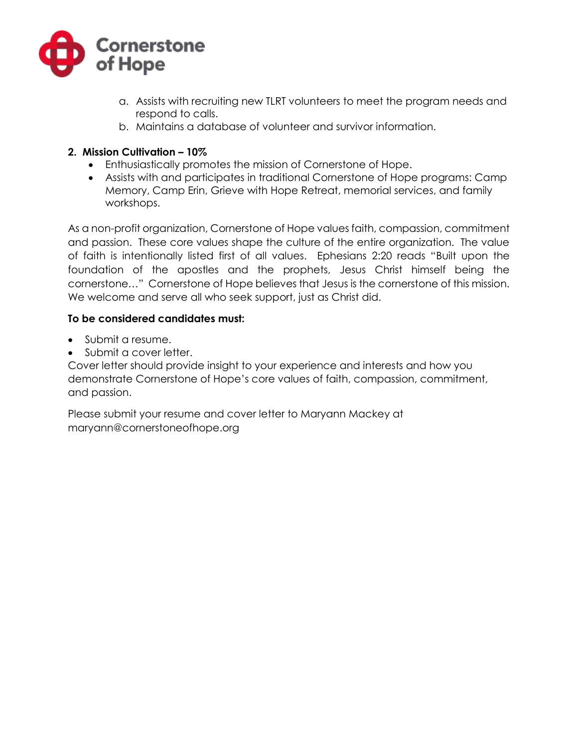a. Assists with recruiting new TLRT volunteers to meet the program needs and respond to calls.
b. Maintains a database of volunteer and survivor information.

**2. Mission Cultivation – 10%**

- Enthusiastically promotes the mission of Cornerstone of Hope.
- Assists with and participates in traditional Cornerstone of Hope programs: Camp Memory, Camp Erin, Grieve with Hope Retreat, memorial services, and family workshops.

As a non-profit organization, Cornerstone of Hope values faith, compassion, commitment and passion. These core values shape the culture of the entire organization. The value of faith is intentionally listed first of all values. Ephesians 2:20 reads "Built upon the foundation of the apostles and the prophets, Jesus Christ himself being the cornerstone…" Cornerstone of Hope believes that Jesus is the cornerstone of this mission. We welcome and serve all who seek support, just as Christ did.

**To be considered candidates must:**

- Submit a resume.
- Submit a cover letter.

Cover letter should provide insight to your experience and interests and how you demonstrate Cornerstone of Hope's core values of faith, compassion, commitment, and passion.

Please submit your resume and cover letter to Maryann Mackey at maryann@cornerstoneofhope.org